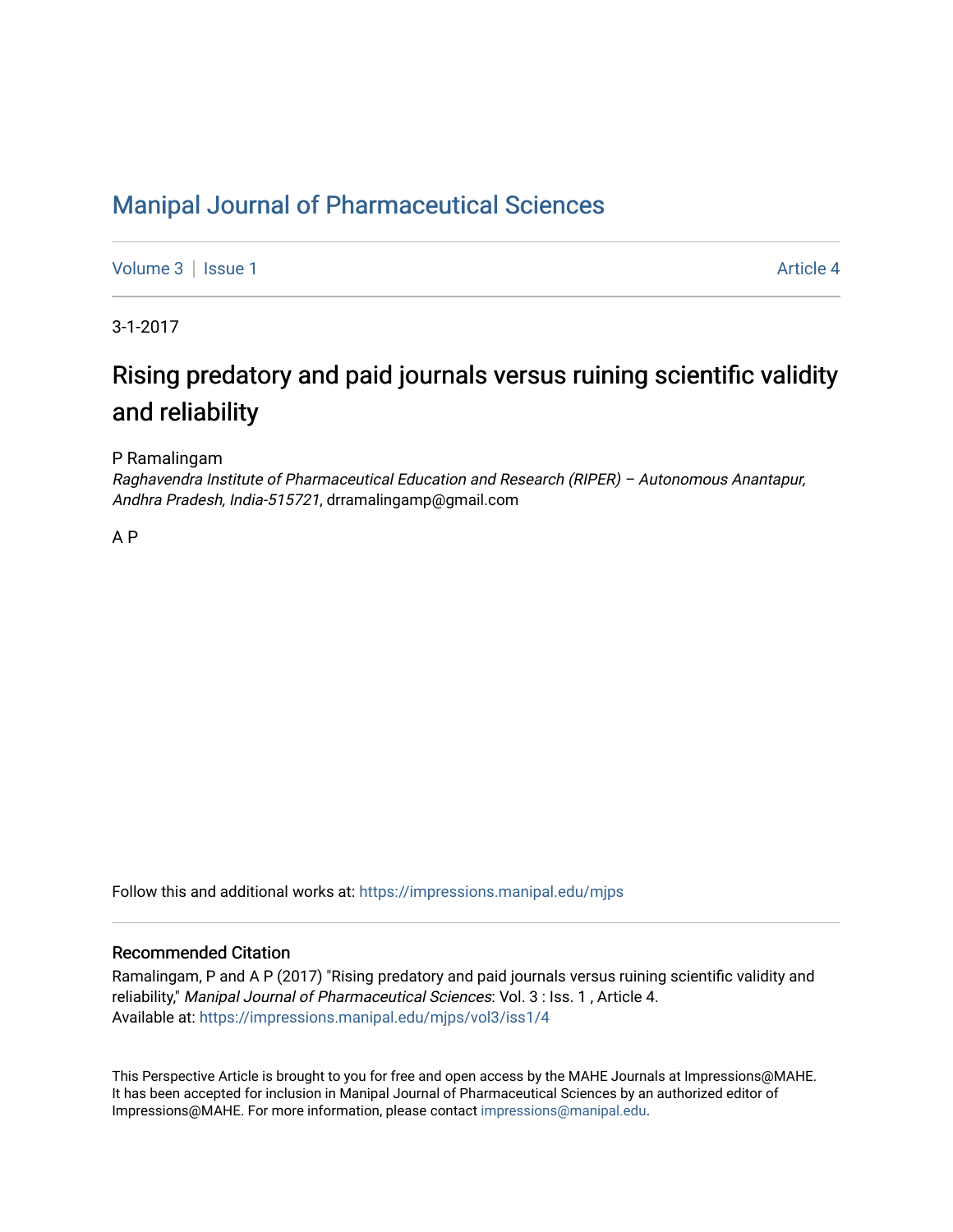# Manipal Journal of Pharmaceutical Sciences

Volume 3 | Issue 1 | Article 4

3-1-2017

## Rising predatory and paid journals versus ruining scientific validity and reliability

P Ramalingam
*Raghavendra Institute of Pharmaceutical Education and Research (RIPER) – Autonomous Anantapur, Andhra Pradesh, India-515721*, drramalingamp@gmail.com

A P

Follow this and additional works at: https://impressions.manipal.edu/mjps

### Recommended Citation

Ramalingam, P and A P (2017) "Rising predatory and paid journals versus ruining scientific validity and reliability," *Manipal Journal of Pharmaceutical Sciences*: Vol. 3 : Iss. 1 , Article 4.
Available at: https://impressions.manipal.edu/mjps/vol3/iss1/4

This Perspective Article is brought to you for free and open access by the MAHE Journals at Impressions@MAHE. It has been accepted for inclusion in Manipal Journal of Pharmaceutical Sciences by an authorized editor of Impressions@MAHE. For more information, please contact impressions@manipal.edu.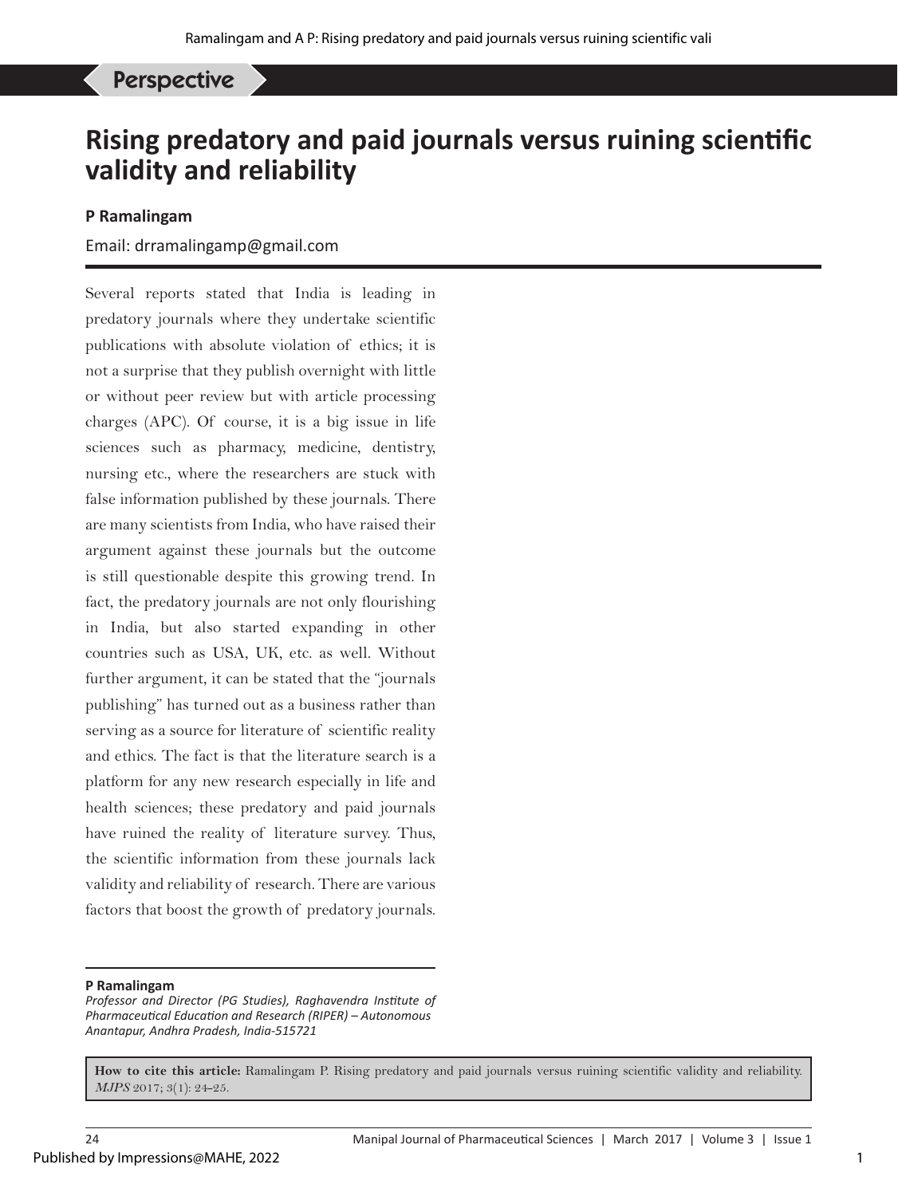Perspective

# Rising predatory and paid journals versus ruining scientific validity and reliability

**P Ramalingam**

Email: drramalingamp@gmail.com

Several reports stated that India is leading in predatory journals where they undertake scientific publications with absolute violation of ethics; it is not a surprise that they publish overnight with little or without peer review but with article processing charges (APC). Of course, it is a big issue in life sciences such as pharmacy, medicine, dentistry, nursing etc., where the researchers are stuck with false information published by these journals. There are many scientists from India, who have raised their argument against these journals but the outcome is still questionable despite this growing trend. In fact, the predatory journals are not only flourishing in India, but also started expanding in other countries such as USA, UK, etc. as well. Without further argument, it can be stated that the "journals publishing" has turned out as a business rather than serving as a source for literature of scientific reality and ethics. The fact is that the literature search is a platform for any new research especially in life and health sciences; these predatory and paid journals have ruined the reality of literature survey. Thus, the scientific information from these journals lack validity and reliability of research. There are various factors that boost the growth of predatory journals.

**P Ramalingam**
*Professor and Director (PG Studies), Raghavendra Institute of Pharmaceutical Education and Research (RIPER) – Autonomous Anantapur, Andhra Pradesh, India-515721*

**How to cite this article:** Ramalingam P. Rising predatory and paid journals versus ruining scientific validity and reliability. *MJPS* 2017; 3(1): 24-25.

Published by Impressions@MAHE, 2022